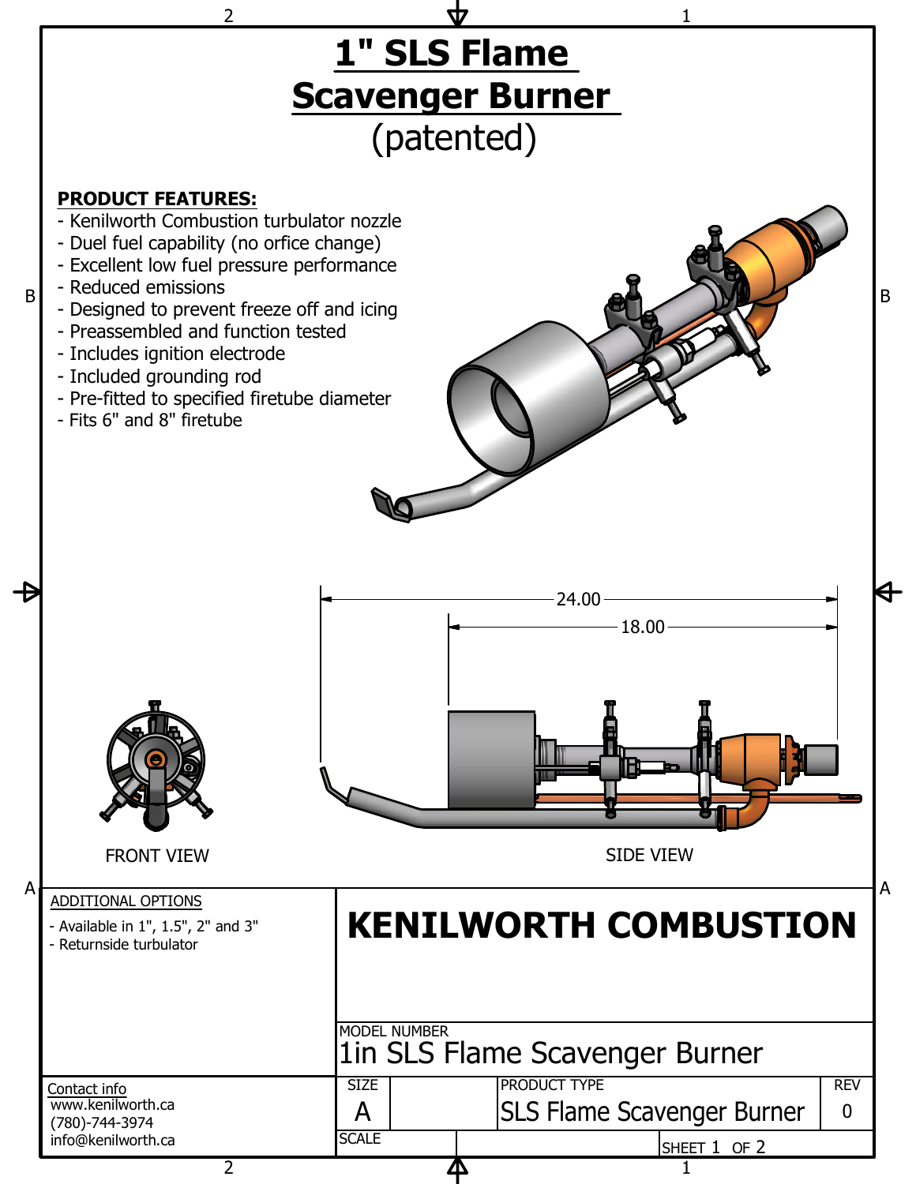# 1" SLS Flame Scavenger Burner

(patented)

**PRODUCT FEATURES:**

- Kenilworth Combustion turbulator nozzle
- Duel fuel capability (no orfice change)
- Excellent low fuel pressure performance
- Reduced emissions
- Designed to prevent freeze off and icing
- Preassembled and function tested
- Includes ignition electrode
- Included grounding rod
- Pre-fitted to specified firetube diameter
- Fits 6" and 8" firetube

24.00

18.00

FRONT VIEW

SIDE VIEW

ADDITIONAL OPTIONS

- Available in 1", 1.5", 2" and 3"
- Returnside turbulator

## KENILWORTH COMBUSTION

MODEL NUMBER
1in SLS Flame Scavenger Burner

| SIZE | PRODUCT TYPE | REV |
|---|---|---|
| A | SLS Flame Scavenger Burner | 0 |

SCALE

SHEET 1 OF 2

Contact info
www.kenilworth.ca
(780)-744-3974
info@kenilworth.ca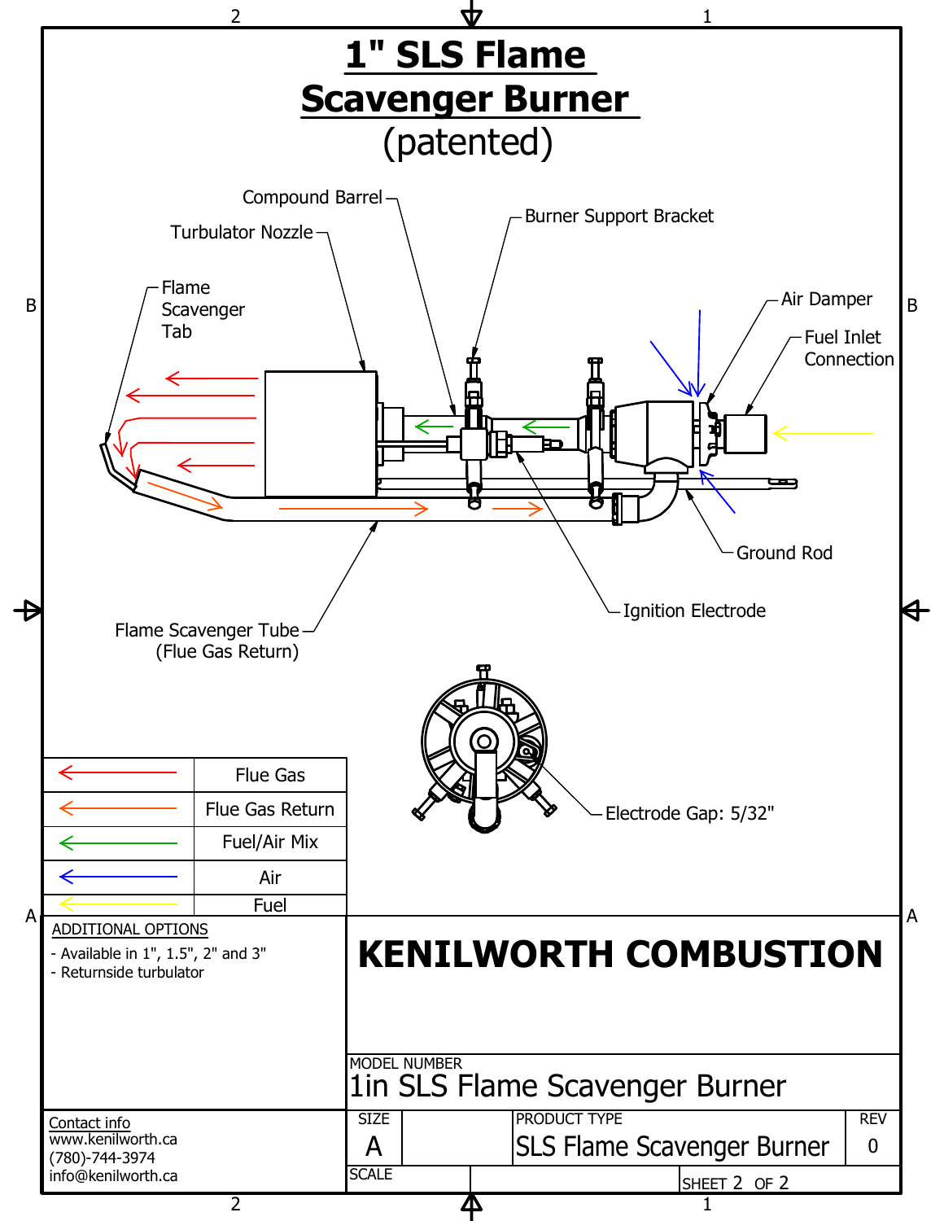# 1" SLS Flame Scavenger Burner

(patented)

Compound Barrel

Turbulator Nozzle

Burner Support Bracket

Flame Scavenger Tab

Air Damper

Fuel Inlet Connection

Ground Rod

Ignition Electrode

Flame Scavenger Tube (Flue Gas Return)

Electrode Gap: 5/32"

| | |
|---|---|
| ← (red) | Flue Gas |
| ← (orange) | Flue Gas Return |
| ← (green) | Fuel/Air Mix |
| ← (blue) | Air |
| ← (yellow) | Fuel |

ADDITIONAL OPTIONS

- Available in 1", 1.5", 2" and 3"
- Returnside turbulator

**KENILWORTH COMBUSTION**

MODEL NUMBER
1in SLS Flame Scavenger Burner

| SIZE | PRODUCT TYPE | REV |
|---|---|---|
| A | SLS Flame Scavenger Burner | 0 |

SCALE

SHEET 2 OF 2

Contact info
www.kenilworth.ca
(780)-744-3974
info@kenilworth.ca